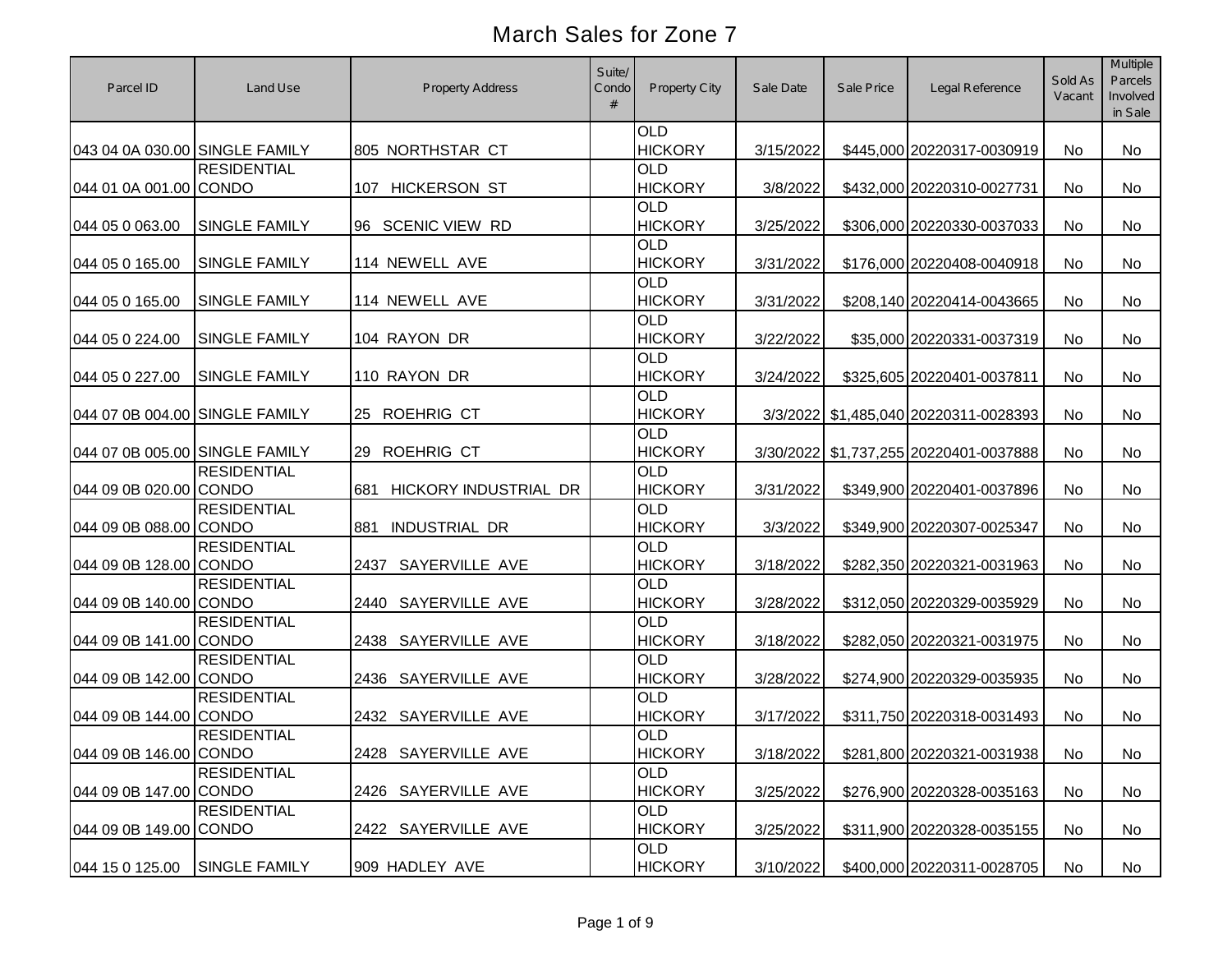# March Sales for Zone 7

| Parcel ID | Land Use | Property Address | Suite/ Condo # | Property City | Sale Date | Sale Price | Legal Reference | Sold As Vacant | Multiple Parcels Involved in Sale |
|---|---|---|---|---|---|---|---|---|---|
| 043 04 0A 030.00 | SINGLE FAMILY | 805 NORTHSTAR CT | | OLD HICKORY | 3/15/2022 | $445,000 | 20220317-0030919 | No | No |
| 044 01 0A 001.00 | RESIDENTIAL CONDO | 107 HICKERSON ST | | OLD HICKORY | 3/8/2022 | $432,000 | 20220310-0027731 | No | No |
| 044 05 0 063.00 | SINGLE FAMILY | 96 SCENIC VIEW RD | | OLD HICKORY | 3/25/2022 | $306,000 | 20220330-0037033 | No | No |
| 044 05 0 165.00 | SINGLE FAMILY | 114 NEWELL AVE | | OLD HICKORY | 3/31/2022 | $176,000 | 20220408-0040918 | No | No |
| 044 05 0 165.00 | SINGLE FAMILY | 114 NEWELL AVE | | OLD HICKORY | 3/31/2022 | $208,140 | 20220414-0043665 | No | No |
| 044 05 0 224.00 | SINGLE FAMILY | 104 RAYON DR | | OLD HICKORY | 3/22/2022 | $35,000 | 20220331-0037319 | No | No |
| 044 05 0 227.00 | SINGLE FAMILY | 110 RAYON DR | | OLD HICKORY | 3/24/2022 | $325,605 | 20220401-0037811 | No | No |
| 044 07 0B 004.00 | SINGLE FAMILY | 25 ROEHRIG CT | | OLD HICKORY | 3/3/2022 | $1,485,040 | 20220311-0028393 | No | No |
| 044 07 0B 005.00 | SINGLE FAMILY | 29 ROEHRIG CT | | OLD HICKORY | 3/30/2022 | $1,737,255 | 20220401-0037888 | No | No |
| 044 09 0B 020.00 | RESIDENTIAL CONDO | 681 HICKORY INDUSTRIAL DR | | OLD HICKORY | 3/31/2022 | $349,900 | 20220401-0037896 | No | No |
| 044 09 0B 088.00 | RESIDENTIAL CONDO | 881 INDUSTRIAL DR | | OLD HICKORY | 3/3/2022 | $349,900 | 20220307-0025347 | No | No |
| 044 09 0B 128.00 | RESIDENTIAL CONDO | 2437 SAYERVILLE AVE | | OLD HICKORY | 3/18/2022 | $282,350 | 20220321-0031963 | No | No |
| 044 09 0B 140.00 | RESIDENTIAL CONDO | 2440 SAYERVILLE AVE | | OLD HICKORY | 3/28/2022 | $312,050 | 20220329-0035929 | No | No |
| 044 09 0B 141.00 | RESIDENTIAL CONDO | 2438 SAYERVILLE AVE | | OLD HICKORY | 3/18/2022 | $282,050 | 20220321-0031975 | No | No |
| 044 09 0B 142.00 | RESIDENTIAL CONDO | 2436 SAYERVILLE AVE | | OLD HICKORY | 3/28/2022 | $274,900 | 20220329-0035935 | No | No |
| 044 09 0B 144.00 | RESIDENTIAL CONDO | 2432 SAYERVILLE AVE | | OLD HICKORY | 3/17/2022 | $311,750 | 20220318-0031493 | No | No |
| 044 09 0B 146.00 | RESIDENTIAL CONDO | 2428 SAYERVILLE AVE | | OLD HICKORY | 3/18/2022 | $281,800 | 20220321-0031938 | No | No |
| 044 09 0B 147.00 | RESIDENTIAL CONDO | 2426 SAYERVILLE AVE | | OLD HICKORY | 3/25/2022 | $276,900 | 20220328-0035163 | No | No |
| 044 09 0B 149.00 | RESIDENTIAL CONDO | 2422 SAYERVILLE AVE | | OLD HICKORY | 3/25/2022 | $311,900 | 20220328-0035155 | No | No |
| 044 15 0 125.00 | SINGLE FAMILY | 909 HADLEY AVE | | OLD HICKORY | 3/10/2022 | $400,000 | 20220311-0028705 | No | No |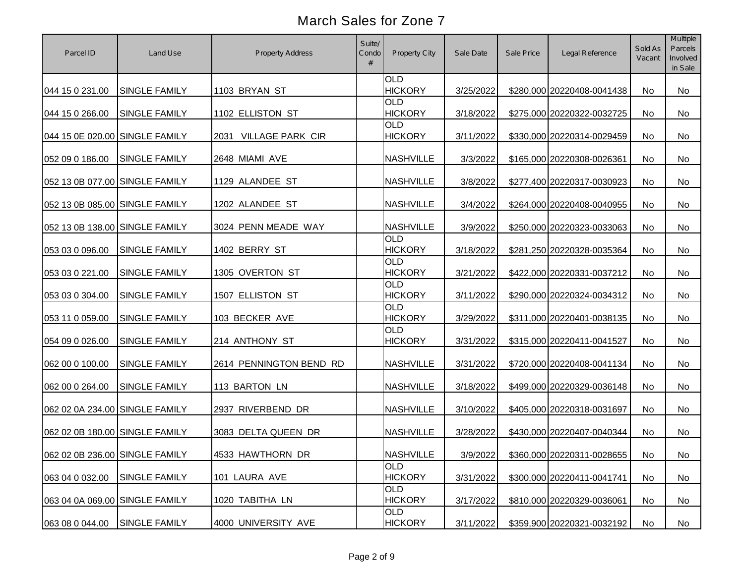# March Sales for Zone 7

| Parcel ID | Land Use | Property Address | Suite/ Condo # | Property City | Sale Date | Sale Price | Legal Reference | Sold As Vacant | Multiple Parcels Involved in Sale |
|---|---|---|---|---|---|---|---|---|---|
| 044 15 0 231.00 | SINGLE FAMILY | 1103 BRYAN ST | | OLD HICKORY | 3/25/2022 | $280,000 | 20220408-0041438 | No | No |
| 044 15 0 266.00 | SINGLE FAMILY | 1102 ELLISTON ST | | OLD HICKORY | 3/18/2022 | $275,000 | 20220322-0032725 | No | No |
| 044 15 0E 020.00 | SINGLE FAMILY | 2031 VILLAGE PARK CIR | | OLD HICKORY | 3/11/2022 | $330,000 | 20220314-0029459 | No | No |
| 052 09 0 186.00 | SINGLE FAMILY | 2648 MIAMI AVE | | NASHVILLE | 3/3/2022 | $165,000 | 20220308-0026361 | No | No |
| 052 13 0B 077.00 | SINGLE FAMILY | 1129 ALANDEE ST | | NASHVILLE | 3/8/2022 | $277,400 | 20220317-0030923 | No | No |
| 052 13 0B 085.00 | SINGLE FAMILY | 1202 ALANDEE ST | | NASHVILLE | 3/4/2022 | $264,000 | 20220408-0040955 | No | No |
| 052 13 0B 138.00 | SINGLE FAMILY | 3024 PENN MEADE WAY | | NASHVILLE | 3/9/2022 | $250,000 | 20220323-0033063 | No | No |
| 053 03 0 096.00 | SINGLE FAMILY | 1402 BERRY ST | | OLD HICKORY | 3/18/2022 | $281,250 | 20220328-0035364 | No | No |
| 053 03 0 221.00 | SINGLE FAMILY | 1305 OVERTON ST | | OLD HICKORY | 3/21/2022 | $422,000 | 20220331-0037212 | No | No |
| 053 03 0 304.00 | SINGLE FAMILY | 1507 ELLISTON ST | | OLD HICKORY | 3/11/2022 | $290,000 | 20220324-0034312 | No | No |
| 053 11 0 059.00 | SINGLE FAMILY | 103 BECKER AVE | | OLD HICKORY | 3/29/2022 | $311,000 | 20220401-0038135 | No | No |
| 054 09 0 026.00 | SINGLE FAMILY | 214 ANTHONY ST | | OLD HICKORY | 3/31/2022 | $315,000 | 20220411-0041527 | No | No |
| 062 00 0 100.00 | SINGLE FAMILY | 2614 PENNINGTON BEND RD | | NASHVILLE | 3/31/2022 | $720,000 | 20220408-0041134 | No | No |
| 062 00 0 264.00 | SINGLE FAMILY | 113 BARTON LN | | NASHVILLE | 3/18/2022 | $499,000 | 20220329-0036148 | No | No |
| 062 02 0A 234.00 | SINGLE FAMILY | 2937 RIVERBEND DR | | NASHVILLE | 3/10/2022 | $405,000 | 20220318-0031697 | No | No |
| 062 02 0B 180.00 | SINGLE FAMILY | 3083 DELTA QUEEN DR | | NASHVILLE | 3/28/2022 | $430,000 | 20220407-0040344 | No | No |
| 062 02 0B 236.00 | SINGLE FAMILY | 4533 HAWTHORN DR | | NASHVILLE | 3/9/2022 | $360,000 | 20220311-0028655 | No | No |
| 063 04 0 032.00 | SINGLE FAMILY | 101 LAURA AVE | | OLD HICKORY | 3/31/2022 | $300,000 | 20220411-0041741 | No | No |
| 063 04 0A 069.00 | SINGLE FAMILY | 1020 TABITHA LN | | OLD HICKORY | 3/17/2022 | $810,000 | 20220329-0036061 | No | No |
| 063 08 0 044.00 | SINGLE FAMILY | 4000 UNIVERSITY AVE | | OLD HICKORY | 3/11/2022 | $359,900 | 20220321-0032192 | No | No |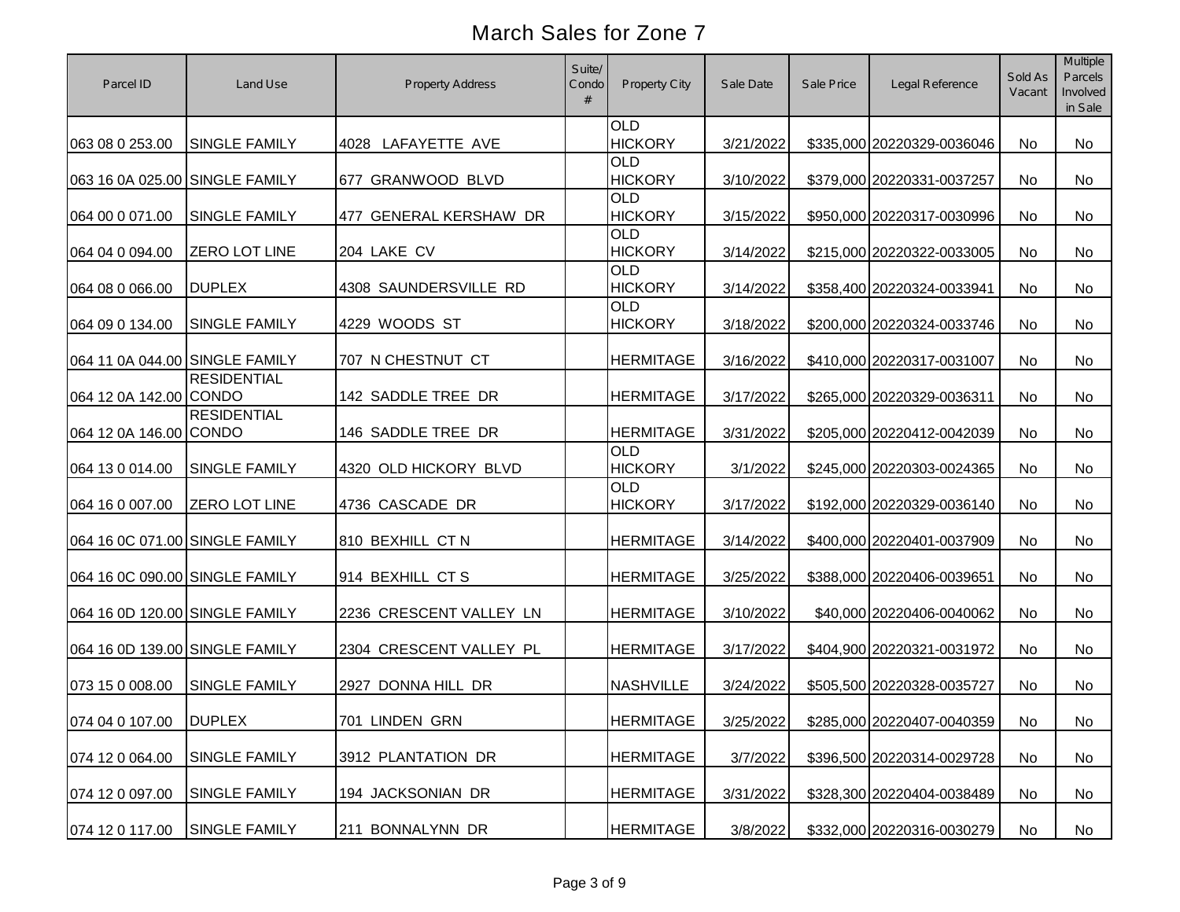# March Sales for Zone 7

| Parcel ID | Land Use | Property Address | Suite/ Condo # | Property City | Sale Date | Sale Price | Legal Reference | Sold As Vacant | Multiple Parcels Involved in Sale |
|---|---|---|---|---|---|---|---|---|---|
| 063 08 0 253.00 | SINGLE FAMILY | 4028 LAFAYETTE AVE | | OLD HICKORY | 3/21/2022 | $335,000 | 20220329-0036046 | No | No |
| 063 16 0A 025.00 | SINGLE FAMILY | 677 GRANWOOD BLVD | | OLD HICKORY | 3/10/2022 | $379,000 | 20220331-0037257 | No | No |
| 064 00 0 071.00 | SINGLE FAMILY | 477 GENERAL KERSHAW DR | | OLD HICKORY | 3/15/2022 | $950,000 | 20220317-0030996 | No | No |
| 064 04 0 094.00 | ZERO LOT LINE | 204 LAKE CV | | OLD HICKORY | 3/14/2022 | $215,000 | 20220322-0033005 | No | No |
| 064 08 0 066.00 | DUPLEX | 4308 SAUNDERSVILLE RD | | OLD HICKORY | 3/14/2022 | $358,400 | 20220324-0033941 | No | No |
| 064 09 0 134.00 | SINGLE FAMILY | 4229 WOODS ST | | OLD HICKORY | 3/18/2022 | $200,000 | 20220324-0033746 | No | No |
| 064 11 0A 044.00 | SINGLE FAMILY | 707 N CHESTNUT CT | | HERMITAGE | 3/16/2022 | $410,000 | 20220317-0031007 | No | No |
| 064 12 0A 142.00 | RESIDENTIAL CONDO | 142 SADDLE TREE DR | | HERMITAGE | 3/17/2022 | $265,000 | 20220329-0036311 | No | No |
| 064 12 0A 146.00 | RESIDENTIAL CONDO | 146 SADDLE TREE DR | | HERMITAGE | 3/31/2022 | $205,000 | 20220412-0042039 | No | No |
| 064 13 0 014.00 | SINGLE FAMILY | 4320 OLD HICKORY BLVD | | OLD HICKORY | 3/1/2022 | $245,000 | 20220303-0024365 | No | No |
| 064 16 0 007.00 | ZERO LOT LINE | 4736 CASCADE DR | | OLD HICKORY | 3/17/2022 | $192,000 | 20220329-0036140 | No | No |
| 064 16 0C 071.00 | SINGLE FAMILY | 810 BEXHILL CT N | | HERMITAGE | 3/14/2022 | $400,000 | 20220401-0037909 | No | No |
| 064 16 0C 090.00 | SINGLE FAMILY | 914 BEXHILL CT S | | HERMITAGE | 3/25/2022 | $388,000 | 20220406-0039651 | No | No |
| 064 16 0D 120.00 | SINGLE FAMILY | 2236 CRESCENT VALLEY LN | | HERMITAGE | 3/10/2022 | $40,000 | 20220406-0040062 | No | No |
| 064 16 0D 139.00 | SINGLE FAMILY | 2304 CRESCENT VALLEY PL | | HERMITAGE | 3/17/2022 | $404,900 | 20220321-0031972 | No | No |
| 073 15 0 008.00 | SINGLE FAMILY | 2927 DONNA HILL DR | | NASHVILLE | 3/24/2022 | $505,500 | 20220328-0035727 | No | No |
| 074 04 0 107.00 | DUPLEX | 701 LINDEN GRN | | HERMITAGE | 3/25/2022 | $285,000 | 20220407-0040359 | No | No |
| 074 12 0 064.00 | SINGLE FAMILY | 3912 PLANTATION DR | | HERMITAGE | 3/7/2022 | $396,500 | 20220314-0029728 | No | No |
| 074 12 0 097.00 | SINGLE FAMILY | 194 JACKSONIAN DR | | HERMITAGE | 3/31/2022 | $328,300 | 20220404-0038489 | No | No |
| 074 12 0 117.00 | SINGLE FAMILY | 211 BONNALYNN DR | | HERMITAGE | 3/8/2022 | $332,000 | 20220316-0030279 | No | No |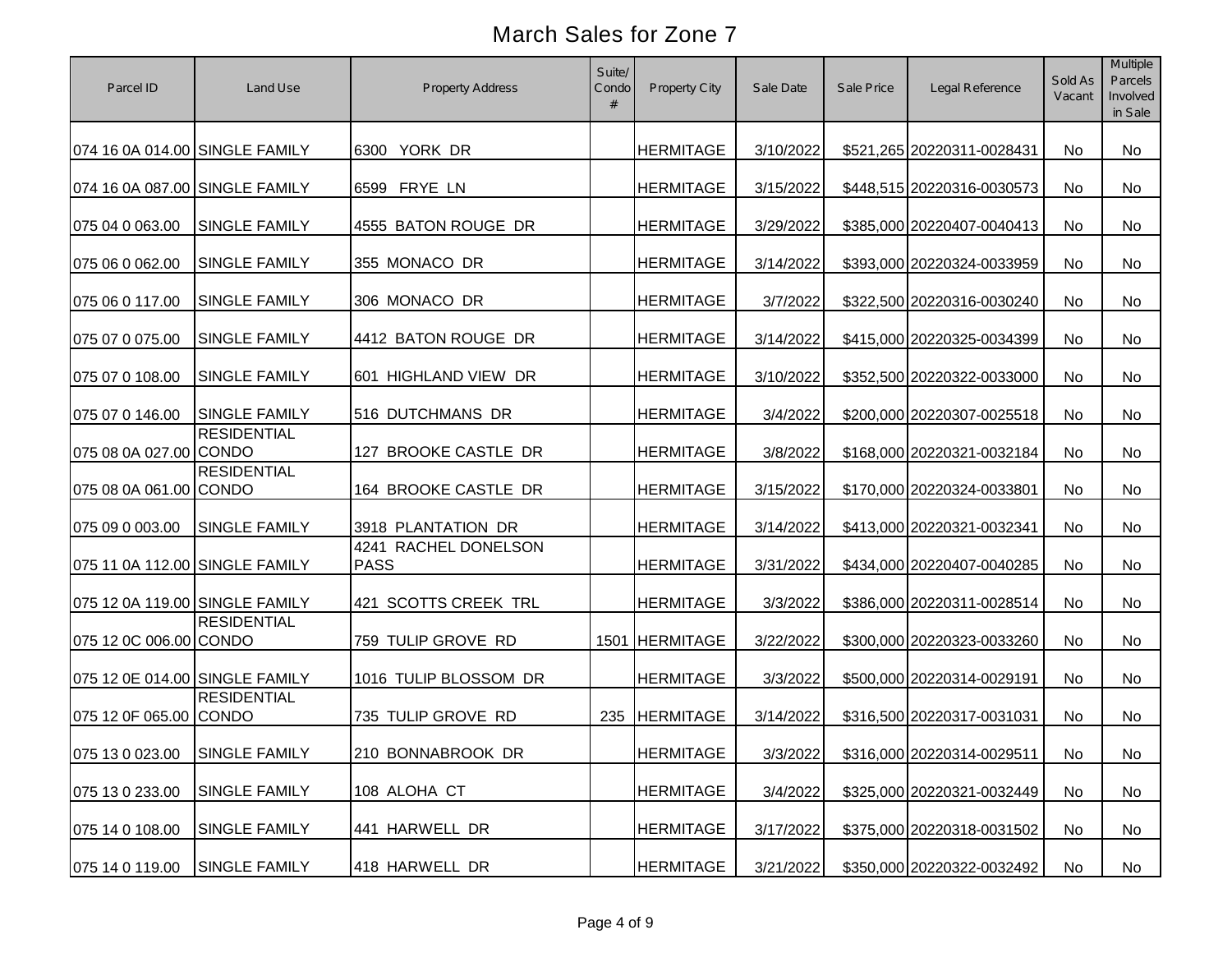# March Sales for Zone 7

| Parcel ID | Land Use | Property Address | Suite/ Condo # | Property City | Sale Date | Sale Price | Legal Reference | Sold As Vacant | Multiple Parcels Involved in Sale |
|---|---|---|---|---|---|---|---|---|---|
| 074 16 0A 014.00 | SINGLE FAMILY | 6300 YORK DR | | HERMITAGE | 3/10/2022 | $521,265 | 20220311-0028431 | No | No |
| 074 16 0A 087.00 | SINGLE FAMILY | 6599 FRYE LN | | HERMITAGE | 3/15/2022 | $448,515 | 20220316-0030573 | No | No |
| 075 04 0 063.00 | SINGLE FAMILY | 4555 BATON ROUGE DR | | HERMITAGE | 3/29/2022 | $385,000 | 20220407-0040413 | No | No |
| 075 06 0 062.00 | SINGLE FAMILY | 355 MONACO DR | | HERMITAGE | 3/14/2022 | $393,000 | 20220324-0033959 | No | No |
| 075 06 0 117.00 | SINGLE FAMILY | 306 MONACO DR | | HERMITAGE | 3/7/2022 | $322,500 | 20220316-0030240 | No | No |
| 075 07 0 075.00 | SINGLE FAMILY | 4412 BATON ROUGE DR | | HERMITAGE | 3/14/2022 | $415,000 | 20220325-0034399 | No | No |
| 075 07 0 108.00 | SINGLE FAMILY | 601 HIGHLAND VIEW DR | | HERMITAGE | 3/10/2022 | $352,500 | 20220322-0033000 | No | No |
| 075 07 0 146.00 | SINGLE FAMILY | 516 DUTCHMANS DR | | HERMITAGE | 3/4/2022 | $200,000 | 20220307-0025518 | No | No |
| 075 08 0A 027.00 | RESIDENTIAL CONDO | 127 BROOKE CASTLE DR | | HERMITAGE | 3/8/2022 | $168,000 | 20220321-0032184 | No | No |
| 075 08 0A 061.00 | RESIDENTIAL CONDO | 164 BROOKE CASTLE DR | | HERMITAGE | 3/15/2022 | $170,000 | 20220324-0033801 | No | No |
| 075 09 0 003.00 | SINGLE FAMILY | 3918 PLANTATION DR | | HERMITAGE | 3/14/2022 | $413,000 | 20220321-0032341 | No | No |
| 075 11 0A 112.00 | SINGLE FAMILY | 4241 RACHEL DONELSON PASS | | HERMITAGE | 3/31/2022 | $434,000 | 20220407-0040285 | No | No |
| 075 12 0A 119.00 | SINGLE FAMILY | 421 SCOTTS CREEK TRL | | HERMITAGE | 3/3/2022 | $386,000 | 20220311-0028514 | No | No |
| 075 12 0C 006.00 | RESIDENTIAL CONDO | 759 TULIP GROVE RD | 1501 | HERMITAGE | 3/22/2022 | $300,000 | 20220323-0033260 | No | No |
| 075 12 0E 014.00 | SINGLE FAMILY | 1016 TULIP BLOSSOM DR | | HERMITAGE | 3/3/2022 | $500,000 | 20220314-0029191 | No | No |
| 075 12 0F 065.00 | RESIDENTIAL CONDO | 735 TULIP GROVE RD | 235 | HERMITAGE | 3/14/2022 | $316,500 | 20220317-0031031 | No | No |
| 075 13 0 023.00 | SINGLE FAMILY | 210 BONNABROOK DR | | HERMITAGE | 3/3/2022 | $316,000 | 20220314-0029511 | No | No |
| 075 13 0 233.00 | SINGLE FAMILY | 108 ALOHA CT | | HERMITAGE | 3/4/2022 | $325,000 | 20220321-0032449 | No | No |
| 075 14 0 108.00 | SINGLE FAMILY | 441 HARWELL DR | | HERMITAGE | 3/17/2022 | $375,000 | 20220318-0031502 | No | No |
| 075 14 0 119.00 | SINGLE FAMILY | 418 HARWELL DR | | HERMITAGE | 3/21/2022 | $350,000 | 20220322-0032492 | No | No |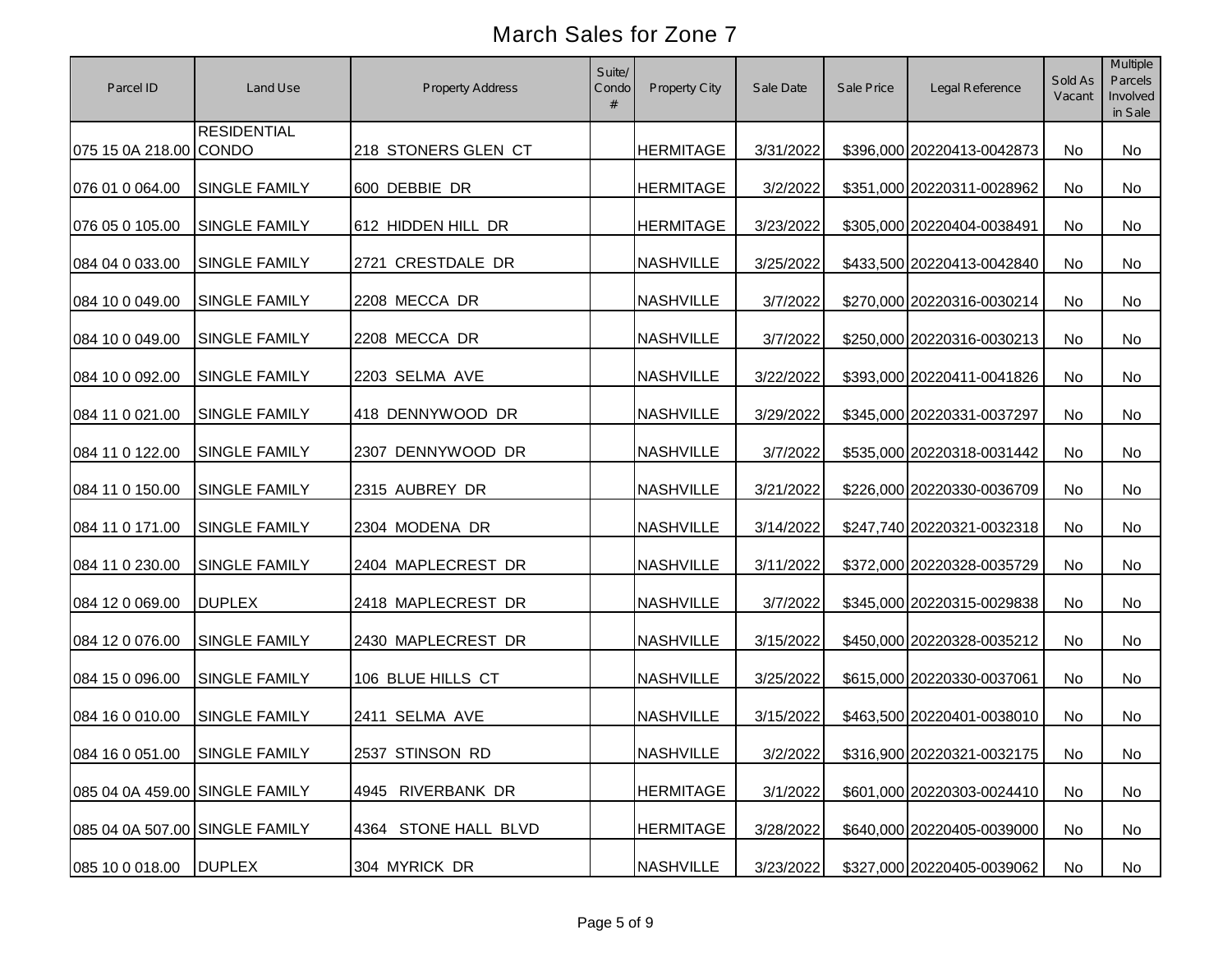# March Sales for Zone 7

| Parcel ID | Land Use | Property Address | Suite/ Condo # | Property City | Sale Date | Sale Price | Legal Reference | Sold As Vacant | Multiple Parcels Involved in Sale |
|---|---|---|---|---|---|---|---|---|---|
| 075 15 0A 218.00 | RESIDENTIAL CONDO | 218 STONERS GLEN CT | | HERMITAGE | 3/31/2022 | $396,000 | 20220413-0042873 | No | No |
| 076 01 0 064.00 | SINGLE FAMILY | 600 DEBBIE DR | | HERMITAGE | 3/2/2022 | $351,000 | 20220311-0028962 | No | No |
| 076 05 0 105.00 | SINGLE FAMILY | 612 HIDDEN HILL DR | | HERMITAGE | 3/23/2022 | $305,000 | 20220404-0038491 | No | No |
| 084 04 0 033.00 | SINGLE FAMILY | 2721 CRESTDALE DR | | NASHVILLE | 3/25/2022 | $433,500 | 20220413-0042840 | No | No |
| 084 10 0 049.00 | SINGLE FAMILY | 2208 MECCA DR | | NASHVILLE | 3/7/2022 | $270,000 | 20220316-0030214 | No | No |
| 084 10 0 049.00 | SINGLE FAMILY | 2208 MECCA DR | | NASHVILLE | 3/7/2022 | $250,000 | 20220316-0030213 | No | No |
| 084 10 0 092.00 | SINGLE FAMILY | 2203 SELMA AVE | | NASHVILLE | 3/22/2022 | $393,000 | 20220411-0041826 | No | No |
| 084 11 0 021.00 | SINGLE FAMILY | 418 DENNYWOOD DR | | NASHVILLE | 3/29/2022 | $345,000 | 20220331-0037297 | No | No |
| 084 11 0 122.00 | SINGLE FAMILY | 2307 DENNYWOOD DR | | NASHVILLE | 3/7/2022 | $535,000 | 20220318-0031442 | No | No |
| 084 11 0 150.00 | SINGLE FAMILY | 2315 AUBREY DR | | NASHVILLE | 3/21/2022 | $226,000 | 20220330-0036709 | No | No |
| 084 11 0 171.00 | SINGLE FAMILY | 2304 MODENA DR | | NASHVILLE | 3/14/2022 | $247,740 | 20220321-0032318 | No | No |
| 084 11 0 230.00 | SINGLE FAMILY | 2404 MAPLECREST DR | | NASHVILLE | 3/11/2022 | $372,000 | 20220328-0035729 | No | No |
| 084 12 0 069.00 | DUPLEX | 2418 MAPLECREST DR | | NASHVILLE | 3/7/2022 | $345,000 | 20220315-0029838 | No | No |
| 084 12 0 076.00 | SINGLE FAMILY | 2430 MAPLECREST DR | | NASHVILLE | 3/15/2022 | $450,000 | 20220328-0035212 | No | No |
| 084 15 0 096.00 | SINGLE FAMILY | 106 BLUE HILLS CT | | NASHVILLE | 3/25/2022 | $615,000 | 20220330-0037061 | No | No |
| 084 16 0 010.00 | SINGLE FAMILY | 2411 SELMA AVE | | NASHVILLE | 3/15/2022 | $463,500 | 20220401-0038010 | No | No |
| 084 16 0 051.00 | SINGLE FAMILY | 2537 STINSON RD | | NASHVILLE | 3/2/2022 | $316,900 | 20220321-0032175 | No | No |
| 085 04 0A 459.00 | SINGLE FAMILY | 4945 RIVERBANK DR | | HERMITAGE | 3/1/2022 | $601,000 | 20220303-0024410 | No | No |
| 085 04 0A 507.00 | SINGLE FAMILY | 4364 STONE HALL BLVD | | HERMITAGE | 3/28/2022 | $640,000 | 20220405-0039000 | No | No |
| 085 10 0 018.00 | DUPLEX | 304 MYRICK DR | | NASHVILLE | 3/23/2022 | $327,000 | 20220405-0039062 | No | No |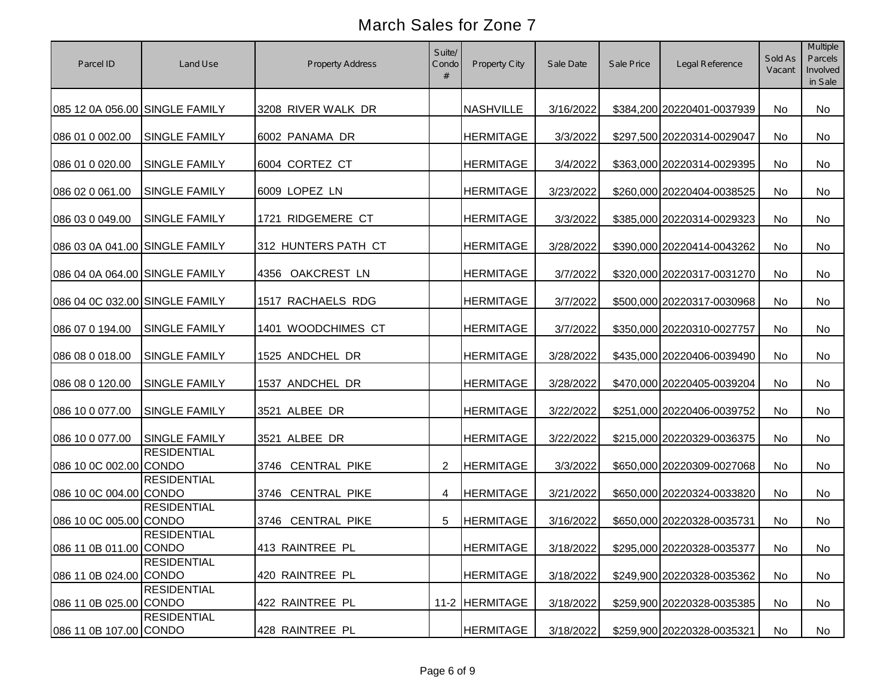# March Sales for Zone 7

| Parcel ID | Land Use | Property Address | Suite/ Condo # | Property City | Sale Date | Sale Price | Legal Reference | Sold As Vacant | Multiple Parcels Involved in Sale |
|---|---|---|---|---|---|---|---|---|---|
| 085 12 0A 056.00 | SINGLE FAMILY | 3208 RIVER WALK DR | | NASHVILLE | 3/16/2022 | $384,200 | 20220401-0037939 | No | No |
| 086 01 0 002.00 | SINGLE FAMILY | 6002 PANAMA DR | | HERMITAGE | 3/3/2022 | $297,500 | 20220314-0029047 | No | No |
| 086 01 0 020.00 | SINGLE FAMILY | 6004 CORTEZ CT | | HERMITAGE | 3/4/2022 | $363,000 | 20220314-0029395 | No | No |
| 086 02 0 061.00 | SINGLE FAMILY | 6009 LOPEZ LN | | HERMITAGE | 3/23/2022 | $260,000 | 20220404-0038525 | No | No |
| 086 03 0 049.00 | SINGLE FAMILY | 1721 RIDGEMERE CT | | HERMITAGE | 3/3/2022 | $385,000 | 20220314-0029323 | No | No |
| 086 03 0A 041.00 | SINGLE FAMILY | 312 HUNTERS PATH CT | | HERMITAGE | 3/28/2022 | $390,000 | 20220414-0043262 | No | No |
| 086 04 0A 064.00 | SINGLE FAMILY | 4356 OAKCREST LN | | HERMITAGE | 3/7/2022 | $320,000 | 20220317-0031270 | No | No |
| 086 04 0C 032.00 | SINGLE FAMILY | 1517 RACHAELS RDG | | HERMITAGE | 3/7/2022 | $500,000 | 20220317-0030968 | No | No |
| 086 07 0 194.00 | SINGLE FAMILY | 1401 WOODCHIMES CT | | HERMITAGE | 3/7/2022 | $350,000 | 20220310-0027757 | No | No |
| 086 08 0 018.00 | SINGLE FAMILY | 1525 ANDCHEL DR | | HERMITAGE | 3/28/2022 | $435,000 | 20220406-0039490 | No | No |
| 086 08 0 120.00 | SINGLE FAMILY | 1537 ANDCHEL DR | | HERMITAGE | 3/28/2022 | $470,000 | 20220405-0039204 | No | No |
| 086 10 0 077.00 | SINGLE FAMILY | 3521 ALBEE DR | | HERMITAGE | 3/22/2022 | $251,000 | 20220406-0039752 | No | No |
| 086 10 0 077.00 | SINGLE FAMILY | 3521 ALBEE DR | | HERMITAGE | 3/22/2022 | $215,000 | 20220329-0036375 | No | No |
| 086 10 0C 002.00 | RESIDENTIAL CONDO | 3746 CENTRAL PIKE | 2 | HERMITAGE | 3/3/2022 | $650,000 | 20220309-0027068 | No | No |
| 086 10 0C 004.00 | RESIDENTIAL CONDO | 3746 CENTRAL PIKE | 4 | HERMITAGE | 3/21/2022 | $650,000 | 20220324-0033820 | No | No |
| 086 10 0C 005.00 | RESIDENTIAL CONDO | 3746 CENTRAL PIKE | 5 | HERMITAGE | 3/16/2022 | $650,000 | 20220328-0035731 | No | No |
| 086 11 0B 011.00 | RESIDENTIAL CONDO | 413 RAINTREE PL | | HERMITAGE | 3/18/2022 | $295,000 | 20220328-0035377 | No | No |
| 086 11 0B 024.00 | RESIDENTIAL CONDO | 420 RAINTREE PL | | HERMITAGE | 3/18/2022 | $249,900 | 20220328-0035362 | No | No |
| 086 11 0B 025.00 | RESIDENTIAL CONDO | 422 RAINTREE PL | 11-2 | HERMITAGE | 3/18/2022 | $259,900 | 20220328-0035385 | No | No |
| 086 11 0B 107.00 | RESIDENTIAL CONDO | 428 RAINTREE PL | | HERMITAGE | 3/18/2022 | $259,900 | 20220328-0035321 | No | No |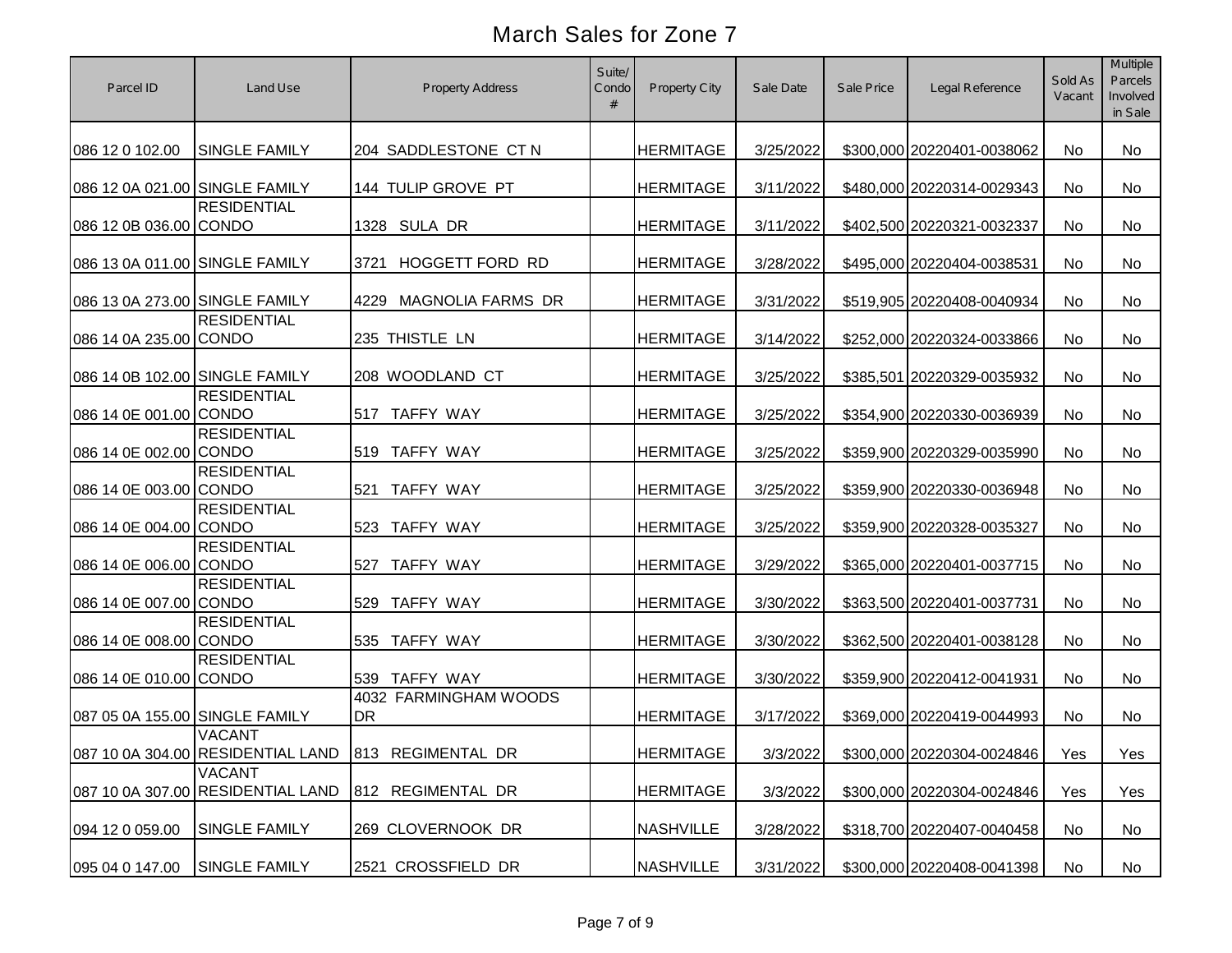# March Sales for Zone 7

| Parcel ID | Land Use | Property Address | Suite/ Condo # | Property City | Sale Date | Sale Price | Legal Reference | Sold As Vacant | Multiple Parcels Involved in Sale |
|---|---|---|---|---|---|---|---|---|---|
| 086 12 0 102.00 | SINGLE FAMILY | 204 SADDLESTONE CT N | | HERMITAGE | 3/25/2022 | $300,000 | 20220401-0038062 | No | No |
| 086 12 0A 021.00 | SINGLE FAMILY | 144 TULIP GROVE PT | | HERMITAGE | 3/11/2022 | $480,000 | 20220314-0029343 | No | No |
| 086 12 0B 036.00 | RESIDENTIAL CONDO | 1328 SULA DR | | HERMITAGE | 3/11/2022 | $402,500 | 20220321-0032337 | No | No |
| 086 13 0A 011.00 | SINGLE FAMILY | 3721 HOGGETT FORD RD | | HERMITAGE | 3/28/2022 | $495,000 | 20220404-0038531 | No | No |
| 086 13 0A 273.00 | SINGLE FAMILY | 4229 MAGNOLIA FARMS DR | | HERMITAGE | 3/31/2022 | $519,905 | 20220408-0040934 | No | No |
| 086 14 0A 235.00 | RESIDENTIAL CONDO | 235 THISTLE LN | | HERMITAGE | 3/14/2022 | $252,000 | 20220324-0033866 | No | No |
| 086 14 0B 102.00 | SINGLE FAMILY | 208 WOODLAND CT | | HERMITAGE | 3/25/2022 | $385,501 | 20220329-0035932 | No | No |
| 086 14 0E 001.00 | RESIDENTIAL CONDO | 517 TAFFY WAY | | HERMITAGE | 3/25/2022 | $354,900 | 20220330-0036939 | No | No |
| 086 14 0E 002.00 | RESIDENTIAL CONDO | 519 TAFFY WAY | | HERMITAGE | 3/25/2022 | $359,900 | 20220329-0035990 | No | No |
| 086 14 0E 003.00 | RESIDENTIAL CONDO | 521 TAFFY WAY | | HERMITAGE | 3/25/2022 | $359,900 | 20220330-0036948 | No | No |
| 086 14 0E 004.00 | RESIDENTIAL CONDO | 523 TAFFY WAY | | HERMITAGE | 3/25/2022 | $359,900 | 20220328-0035327 | No | No |
| 086 14 0E 006.00 | RESIDENTIAL CONDO | 527 TAFFY WAY | | HERMITAGE | 3/29/2022 | $365,000 | 20220401-0037715 | No | No |
| 086 14 0E 007.00 | RESIDENTIAL CONDO | 529 TAFFY WAY | | HERMITAGE | 3/30/2022 | $363,500 | 20220401-0037731 | No | No |
| 086 14 0E 008.00 | RESIDENTIAL CONDO | 535 TAFFY WAY | | HERMITAGE | 3/30/2022 | $362,500 | 20220401-0038128 | No | No |
| 086 14 0E 010.00 | RESIDENTIAL CONDO | 539 TAFFY WAY | | HERMITAGE | 3/30/2022 | $359,900 | 20220412-0041931 | No | No |
| 087 05 0A 155.00 | SINGLE FAMILY | 4032 FARMINGHAM WOODS DR | | HERMITAGE | 3/17/2022 | $369,000 | 20220419-0044993 | No | No |
| 087 10 0A 304.00 | VACANT RESIDENTIAL LAND | 813 REGIMENTAL DR | | HERMITAGE | 3/3/2022 | $300,000 | 20220304-0024846 | Yes | Yes |
| 087 10 0A 307.00 | VACANT RESIDENTIAL LAND | 812 REGIMENTAL DR | | HERMITAGE | 3/3/2022 | $300,000 | 20220304-0024846 | Yes | Yes |
| 094 12 0 059.00 | SINGLE FAMILY | 269 CLOVERNOOK DR | | NASHVILLE | 3/28/2022 | $318,700 | 20220407-0040458 | No | No |
| 095 04 0 147.00 | SINGLE FAMILY | 2521 CROSSFIELD DR | | NASHVILLE | 3/31/2022 | $300,000 | 20220408-0041398 | No | No |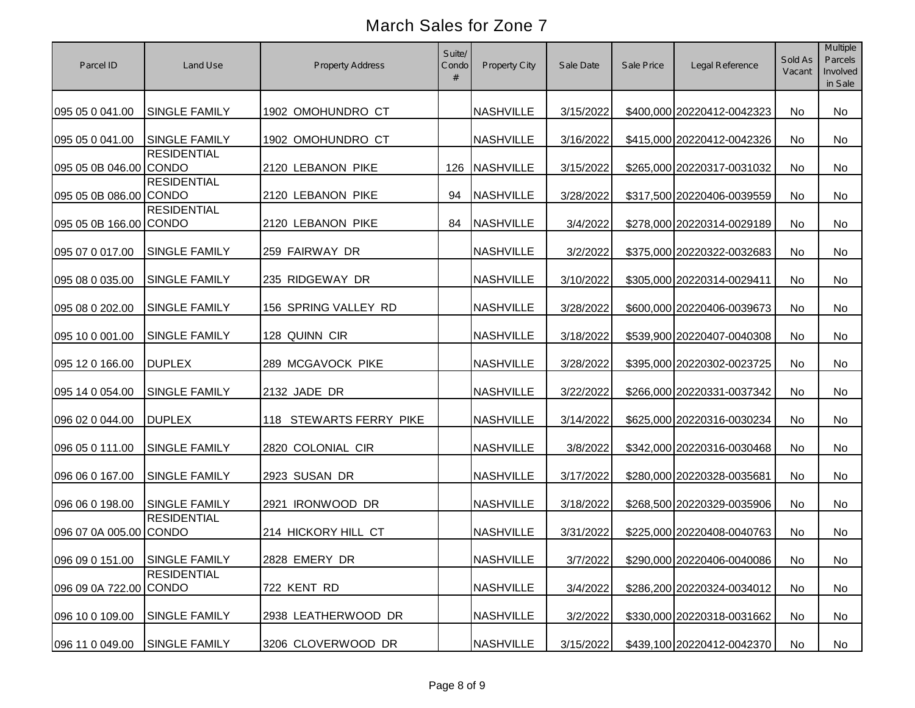# March Sales for Zone 7

| Parcel ID | Land Use | Property Address | Suite/ Condo # | Property City | Sale Date | Sale Price | Legal Reference | Sold As Vacant | Multiple Parcels Involved in Sale |
|---|---|---|---|---|---|---|---|---|---|
| 095 05 0 041.00 | SINGLE FAMILY | 1902 OMOHUNDRO CT | | NASHVILLE | 3/15/2022 | $400,000 | 20220412-0042323 | No | No |
| 095 05 0 041.00 | SINGLE FAMILY | 1902 OMOHUNDRO CT | | NASHVILLE | 3/16/2022 | $415,000 | 20220412-0042326 | No | No |
| 095 05 0B 046.00 | RESIDENTIAL CONDO | 2120 LEBANON PIKE | 126 | NASHVILLE | 3/15/2022 | $265,000 | 20220317-0031032 | No | No |
| 095 05 0B 086.00 | RESIDENTIAL CONDO | 2120 LEBANON PIKE | 94 | NASHVILLE | 3/28/2022 | $317,500 | 20220406-0039559 | No | No |
| 095 05 0B 166.00 | RESIDENTIAL CONDO | 2120 LEBANON PIKE | 84 | NASHVILLE | 3/4/2022 | $278,000 | 20220314-0029189 | No | No |
| 095 07 0 017.00 | SINGLE FAMILY | 259 FAIRWAY DR | | NASHVILLE | 3/2/2022 | $375,000 | 20220322-0032683 | No | No |
| 095 08 0 035.00 | SINGLE FAMILY | 235 RIDGEWAY DR | | NASHVILLE | 3/10/2022 | $305,000 | 20220314-0029411 | No | No |
| 095 08 0 202.00 | SINGLE FAMILY | 156 SPRING VALLEY RD | | NASHVILLE | 3/28/2022 | $600,000 | 20220406-0039673 | No | No |
| 095 10 0 001.00 | SINGLE FAMILY | 128 QUINN CIR | | NASHVILLE | 3/18/2022 | $539,900 | 20220407-0040308 | No | No |
| 095 12 0 166.00 | DUPLEX | 289 MCGAVOCK PIKE | | NASHVILLE | 3/28/2022 | $395,000 | 20220302-0023725 | No | No |
| 095 14 0 054.00 | SINGLE FAMILY | 2132 JADE DR | | NASHVILLE | 3/22/2022 | $266,000 | 20220331-0037342 | No | No |
| 096 02 0 044.00 | DUPLEX | 118 STEWARTS FERRY PIKE | | NASHVILLE | 3/14/2022 | $625,000 | 20220316-0030234 | No | No |
| 096 05 0 111.00 | SINGLE FAMILY | 2820 COLONIAL CIR | | NASHVILLE | 3/8/2022 | $342,000 | 20220316-0030468 | No | No |
| 096 06 0 167.00 | SINGLE FAMILY | 2923 SUSAN DR | | NASHVILLE | 3/17/2022 | $280,000 | 20220328-0035681 | No | No |
| 096 06 0 198.00 | SINGLE FAMILY | 2921 IRONWOOD DR | | NASHVILLE | 3/18/2022 | $268,500 | 20220329-0035906 | No | No |
| 096 07 0A 005.00 | RESIDENTIAL CONDO | 214 HICKORY HILL CT | | NASHVILLE | 3/31/2022 | $225,000 | 20220408-0040763 | No | No |
| 096 09 0 151.00 | SINGLE FAMILY | 2828 EMERY DR | | NASHVILLE | 3/7/2022 | $290,000 | 20220406-0040086 | No | No |
| 096 09 0A 722.00 | RESIDENTIAL CONDO | 722 KENT RD | | NASHVILLE | 3/4/2022 | $286,200 | 20220324-0034012 | No | No |
| 096 10 0 109.00 | SINGLE FAMILY | 2938 LEATHERWOOD DR | | NASHVILLE | 3/2/2022 | $330,000 | 20220318-0031662 | No | No |
| 096 11 0 049.00 | SINGLE FAMILY | 3206 CLOVERWOOD DR | | NASHVILLE | 3/15/2022 | $439,100 | 20220412-0042370 | No | No |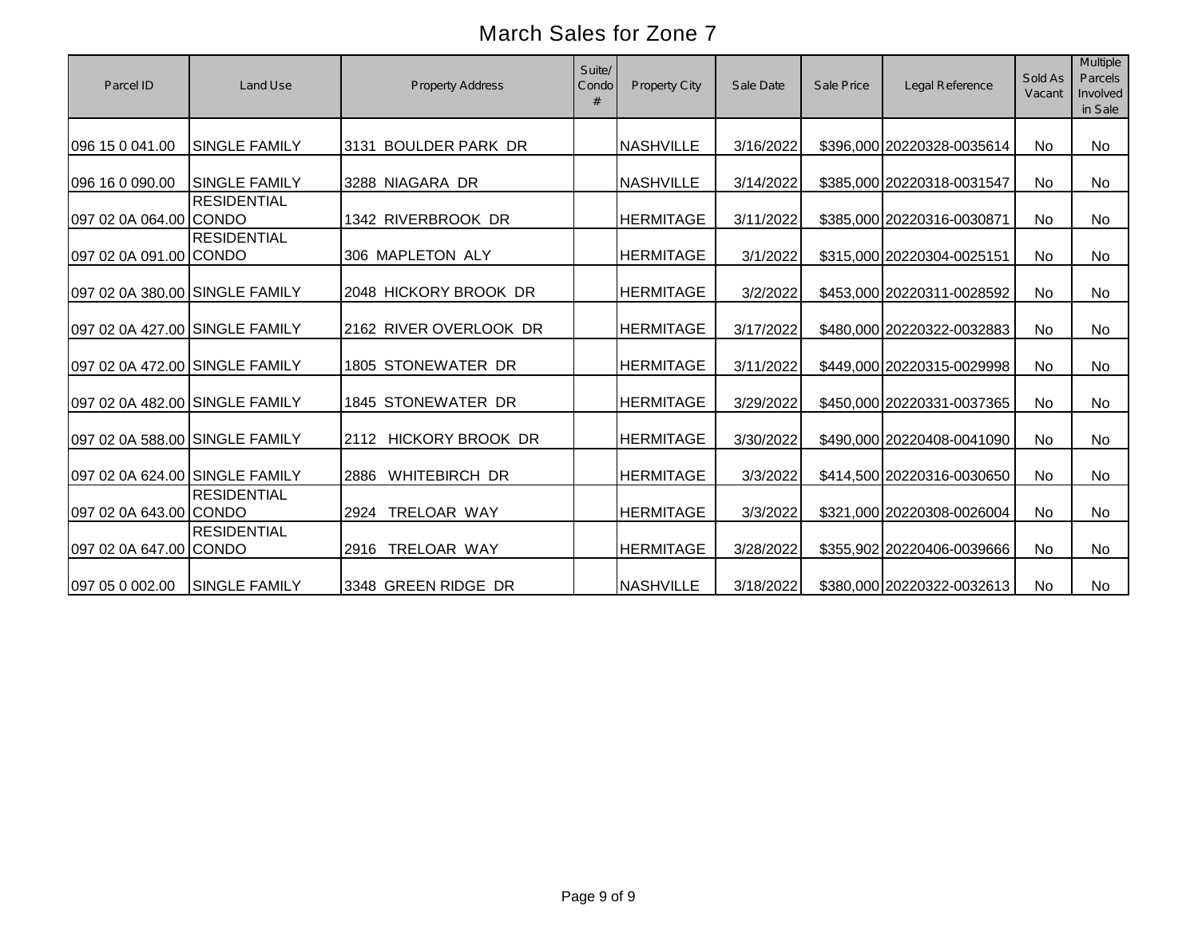# March Sales for Zone 7

| Parcel ID | Land Use | Property Address | Suite/ Condo # | Property City | Sale Date | Sale Price | Legal Reference | Sold As Vacant | Multiple Parcels Involved in Sale |
|---|---|---|---|---|---|---|---|---|---|
| 096 15 0 041.00 | SINGLE FAMILY | 3131 BOULDER PARK DR | | NASHVILLE | 3/16/2022 | $396,000 | 20220328-0035614 | No | No |
| 096 16 0 090.00 | SINGLE FAMILY | 3288 NIAGARA DR | | NASHVILLE | 3/14/2022 | $385,000 | 20220318-0031547 | No | No |
| 097 02 0A 064.00 | RESIDENTIAL CONDO | 1342 RIVERBROOK DR | | HERMITAGE | 3/11/2022 | $385,000 | 20220316-0030871 | No | No |
| 097 02 0A 091.00 | RESIDENTIAL CONDO | 306 MAPLETON ALY | | HERMITAGE | 3/1/2022 | $315,000 | 20220304-0025151 | No | No |
| 097 02 0A 380.00 | SINGLE FAMILY | 2048 HICKORY BROOK DR | | HERMITAGE | 3/2/2022 | $453,000 | 20220311-0028592 | No | No |
| 097 02 0A 427.00 | SINGLE FAMILY | 2162 RIVER OVERLOOK DR | | HERMITAGE | 3/17/2022 | $480,000 | 20220322-0032883 | No | No |
| 097 02 0A 472.00 | SINGLE FAMILY | 1805 STONEWATER DR | | HERMITAGE | 3/11/2022 | $449,000 | 20220315-0029998 | No | No |
| 097 02 0A 482.00 | SINGLE FAMILY | 1845 STONEWATER DR | | HERMITAGE | 3/29/2022 | $450,000 | 20220331-0037365 | No | No |
| 097 02 0A 588.00 | SINGLE FAMILY | 2112 HICKORY BROOK DR | | HERMITAGE | 3/30/2022 | $490,000 | 20220408-0041090 | No | No |
| 097 02 0A 624.00 | SINGLE FAMILY | 2886 WHITEBIRCH DR | | HERMITAGE | 3/3/2022 | $414,500 | 20220316-0030650 | No | No |
| 097 02 0A 643.00 | RESIDENTIAL CONDO | 2924 TRELOAR WAY | | HERMITAGE | 3/3/2022 | $321,000 | 20220308-0026004 | No | No |
| 097 02 0A 647.00 | RESIDENTIAL CONDO | 2916 TRELOAR WAY | | HERMITAGE | 3/28/2022 | $355,902 | 20220406-0039666 | No | No |
| 097 05 0 002.00 | SINGLE FAMILY | 3348 GREEN RIDGE DR | | NASHVILLE | 3/18/2022 | $380,000 | 20220322-0032613 | No | No |